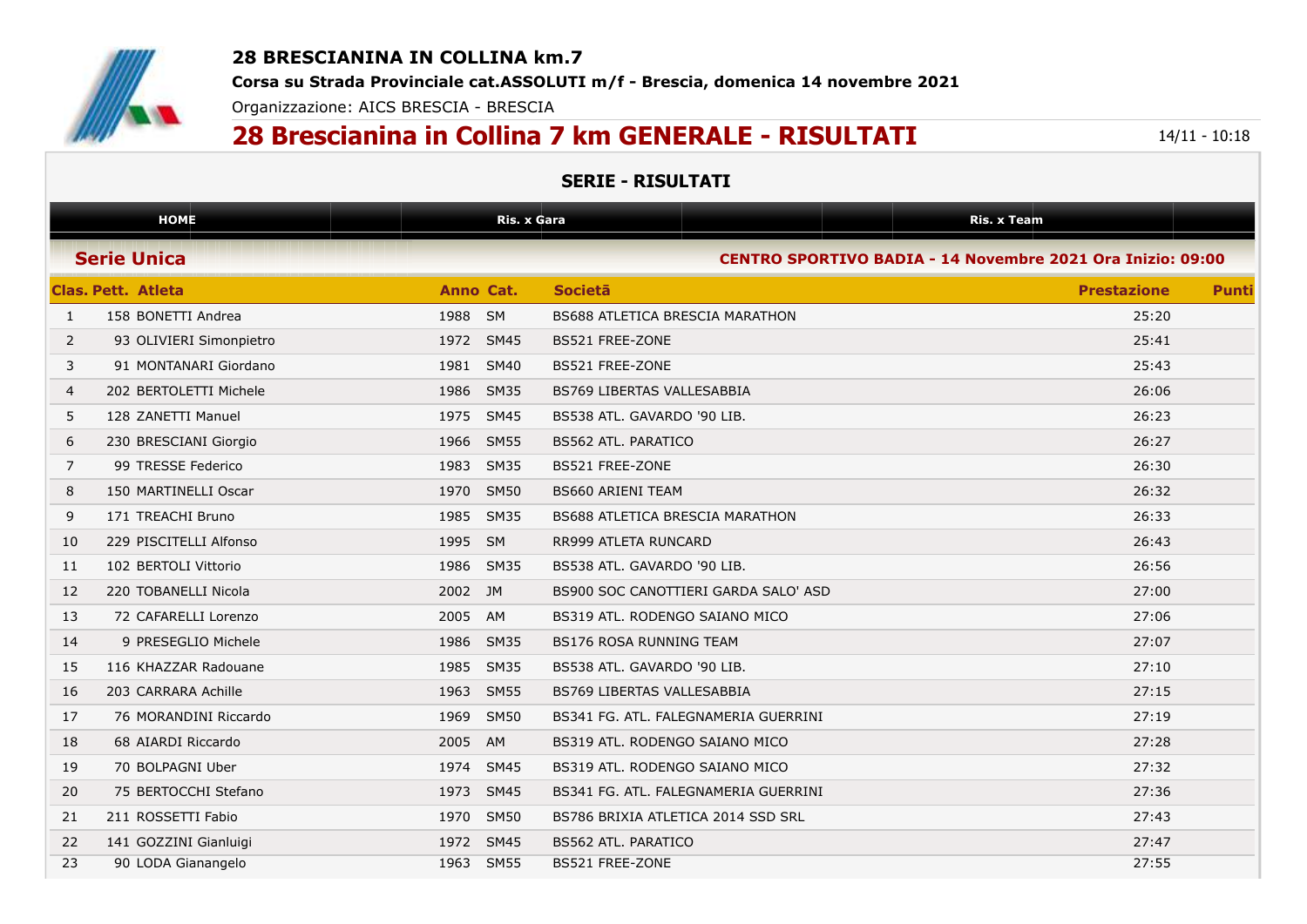**28 BRESCIANINA IN COLLINA km.7**

**Corsa su Strada Provinciale cat.ASSOLUTI m/f - Brescia, domenica 14 novembre 2021**

Organizzazione: AICS BRESCIA - BRESCIA

# 28 Brescianina in Collina 7 km GENERALE - RISULTATI

14/11 - 10:18

## SERIE - RISULTATI

HOME | Ris. x Gara | Ris. x Team

### Serie Unica

**CENTRO SPORTIVO BADIA - 14 Novembre 2021 Ora Inizio: 09:00**

| Clas. | Pett. | Atleta | Anno | Cat. | Società | Prestazione | Punti |
|---|---|---|---|---|---|---|---|
| 1 | 158 | BONETTI Andrea | 1988 | SM | BS688 ATLETICA BRESCIA MARATHON | 25:20 | |
| 2 | 93 | OLIVIERI Simonpietro | 1972 | SM45 | BS521 FREE-ZONE | 25:41 | |
| 3 | 91 | MONTANARI Giordano | 1981 | SM40 | BS521 FREE-ZONE | 25:43 | |
| 4 | 202 | BERTOLETTI Michele | 1986 | SM35 | BS769 LIBERTAS VALLESABBIA | 26:06 | |
| 5 | 128 | ZANETTI Manuel | 1975 | SM45 | BS538 ATL. GAVARDO '90 LIB. | 26:23 | |
| 6 | 230 | BRESCIANI Giorgio | 1966 | SM55 | BS562 ATL. PARATICO | 26:27 | |
| 7 | 99 | TRESSE Federico | 1983 | SM35 | BS521 FREE-ZONE | 26:30 | |
| 8 | 150 | MARTINELLI Oscar | 1970 | SM50 | BS660 ARIENI TEAM | 26:32 | |
| 9 | 171 | TREACHI Bruno | 1985 | SM35 | BS688 ATLETICA BRESCIA MARATHON | 26:33 | |
| 10 | 229 | PISCITELLI Alfonso | 1995 | SM | RR999 ATLETA RUNCARD | 26:43 | |
| 11 | 102 | BERTOLI Vittorio | 1986 | SM35 | BS538 ATL. GAVARDO '90 LIB. | 26:56 | |
| 12 | 220 | TOBANELLI Nicola | 2002 | JM | BS900 SOC CANOTTIERI GARDA SALO' ASD | 27:00 | |
| 13 | 72 | CAFARELLI Lorenzo | 2005 | AM | BS319 ATL. RODENGO SAIANO MICO | 27:06 | |
| 14 | 9 | PRESEGLIO Michele | 1986 | SM35 | BS176 ROSA RUNNING TEAM | 27:07 | |
| 15 | 116 | KHAZZAR Radouane | 1985 | SM35 | BS538 ATL. GAVARDO '90 LIB. | 27:10 | |
| 16 | 203 | CARRARA Achille | 1963 | SM55 | BS769 LIBERTAS VALLESABBIA | 27:15 | |
| 17 | 76 | MORANDINI Riccardo | 1969 | SM50 | BS341 FG. ATL. FALEGNAMERIA GUERRINI | 27:19 | |
| 18 | 68 | AIARDI Riccardo | 2005 | AM | BS319 ATL. RODENGO SAIANO MICO | 27:28 | |
| 19 | 70 | BOLPAGNI Uber | 1974 | SM45 | BS319 ATL. RODENGO SAIANO MICO | 27:32 | |
| 20 | 75 | BERTOCCHI Stefano | 1973 | SM45 | BS341 FG. ATL. FALEGNAMERIA GUERRINI | 27:36 | |
| 21 | 211 | ROSSETTI Fabio | 1970 | SM50 | BS786 BRIXIA ATLETICA 2014 SSD SRL | 27:43 | |
| 22 | 141 | GOZZINI Gianluigi | 1972 | SM45 | BS562 ATL. PARATICO | 27:47 | |
| 23 | 90 | LODA Gianangelo | 1963 | SM55 | BS521 FREE-ZONE | 27:55 | |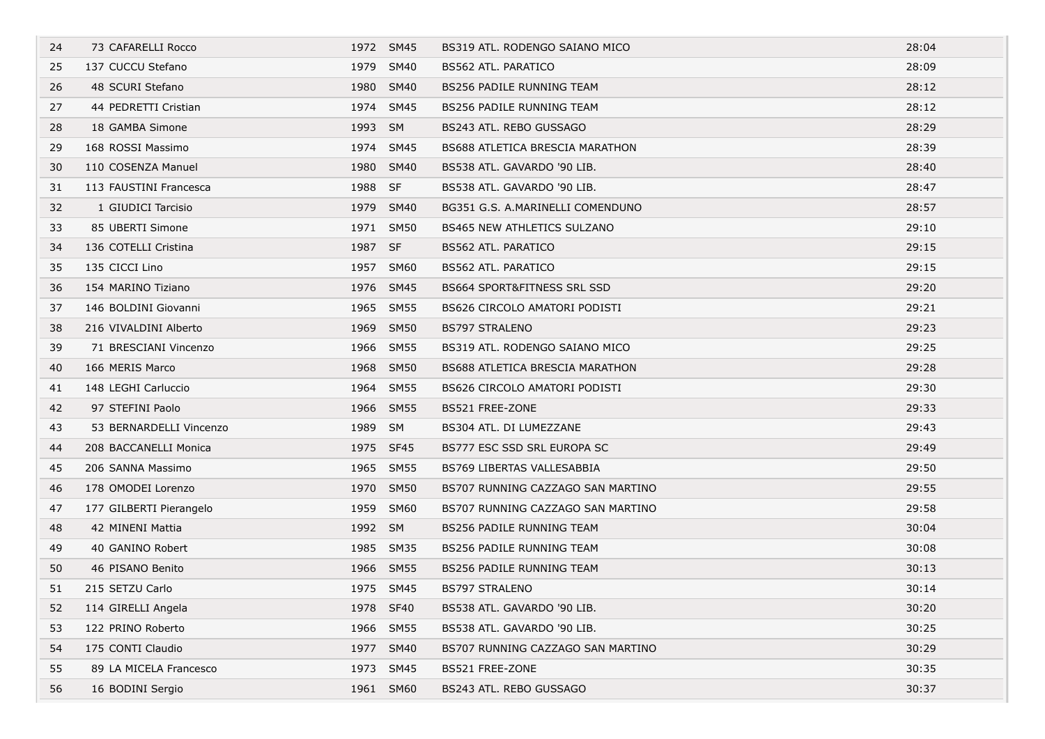| | | | | | |
|---|---|---|---|---|---|
| 24 | 73 CAFARELLI Rocco | 1972 | SM45 | BS319 ATL. RODENGO SAIANO MICO | 28:04 |
| 25 | 137 CUCCU Stefano | 1979 | SM40 | BS562 ATL. PARATICO | 28:09 |
| 26 | 48 SCURI Stefano | 1980 | SM40 | BS256 PADILE RUNNING TEAM | 28:12 |
| 27 | 44 PEDRETTI Cristian | 1974 | SM45 | BS256 PADILE RUNNING TEAM | 28:12 |
| 28 | 18 GAMBA Simone | 1993 | SM | BS243 ATL. REBO GUSSAGO | 28:29 |
| 29 | 168 ROSSI Massimo | 1974 | SM45 | BS688 ATLETICA BRESCIA MARATHON | 28:39 |
| 30 | 110 COSENZA Manuel | 1980 | SM40 | BS538 ATL. GAVARDO '90 LIB. | 28:40 |
| 31 | 113 FAUSTINI Francesca | 1988 | SF | BS538 ATL. GAVARDO '90 LIB. | 28:47 |
| 32 | 1 GIUDICI Tarcisio | 1979 | SM40 | BG351 G.S. A.MARINELLI COMENDUNO | 28:57 |
| 33 | 85 UBERTI Simone | 1971 | SM50 | BS465 NEW ATHLETICS SULZANO | 29:10 |
| 34 | 136 COTELLI Cristina | 1987 | SF | BS562 ATL. PARATICO | 29:15 |
| 35 | 135 CICCI Lino | 1957 | SM60 | BS562 ATL. PARATICO | 29:15 |
| 36 | 154 MARINO Tiziano | 1976 | SM45 | BS664 SPORT&FITNESS SRL SSD | 29:20 |
| 37 | 146 BOLDINI Giovanni | 1965 | SM55 | BS626 CIRCOLO AMATORI PODISTI | 29:21 |
| 38 | 216 VIVALDINI Alberto | 1969 | SM50 | BS797 STRALENO | 29:23 |
| 39 | 71 BRESCIANI Vincenzo | 1966 | SM55 | BS319 ATL. RODENGO SAIANO MICO | 29:25 |
| 40 | 166 MERIS Marco | 1968 | SM50 | BS688 ATLETICA BRESCIA MARATHON | 29:28 |
| 41 | 148 LEGHI Carluccio | 1964 | SM55 | BS626 CIRCOLO AMATORI PODISTI | 29:30 |
| 42 | 97 STEFINI Paolo | 1966 | SM55 | BS521 FREE-ZONE | 29:33 |
| 43 | 53 BERNARDELLI Vincenzo | 1989 | SM | BS304 ATL. DI LUMEZZANE | 29:43 |
| 44 | 208 BACCANELLI Monica | 1975 | SF45 | BS777 ESC SSD SRL EUROPA SC | 29:49 |
| 45 | 206 SANNA Massimo | 1965 | SM55 | BS769 LIBERTAS VALLESABBIA | 29:50 |
| 46 | 178 OMODEI Lorenzo | 1970 | SM50 | BS707 RUNNING CAZZAGO SAN MARTINO | 29:55 |
| 47 | 177 GILBERTI Pierangelo | 1959 | SM60 | BS707 RUNNING CAZZAGO SAN MARTINO | 29:58 |
| 48 | 42 MINENI Mattia | 1992 | SM | BS256 PADILE RUNNING TEAM | 30:04 |
| 49 | 40 GANINO Robert | 1985 | SM35 | BS256 PADILE RUNNING TEAM | 30:08 |
| 50 | 46 PISANO Benito | 1966 | SM55 | BS256 PADILE RUNNING TEAM | 30:13 |
| 51 | 215 SETZU Carlo | 1975 | SM45 | BS797 STRALENO | 30:14 |
| 52 | 114 GIRELLI Angela | 1978 | SF40 | BS538 ATL. GAVARDO '90 LIB. | 30:20 |
| 53 | 122 PRINO Roberto | 1966 | SM55 | BS538 ATL. GAVARDO '90 LIB. | 30:25 |
| 54 | 175 CONTI Claudio | 1977 | SM40 | BS707 RUNNING CAZZAGO SAN MARTINO | 30:29 |
| 55 | 89 LA MICELA Francesco | 1973 | SM45 | BS521 FREE-ZONE | 30:35 |
| 56 | 16 BODINI Sergio | 1961 | SM60 | BS243 ATL. REBO GUSSAGO | 30:37 |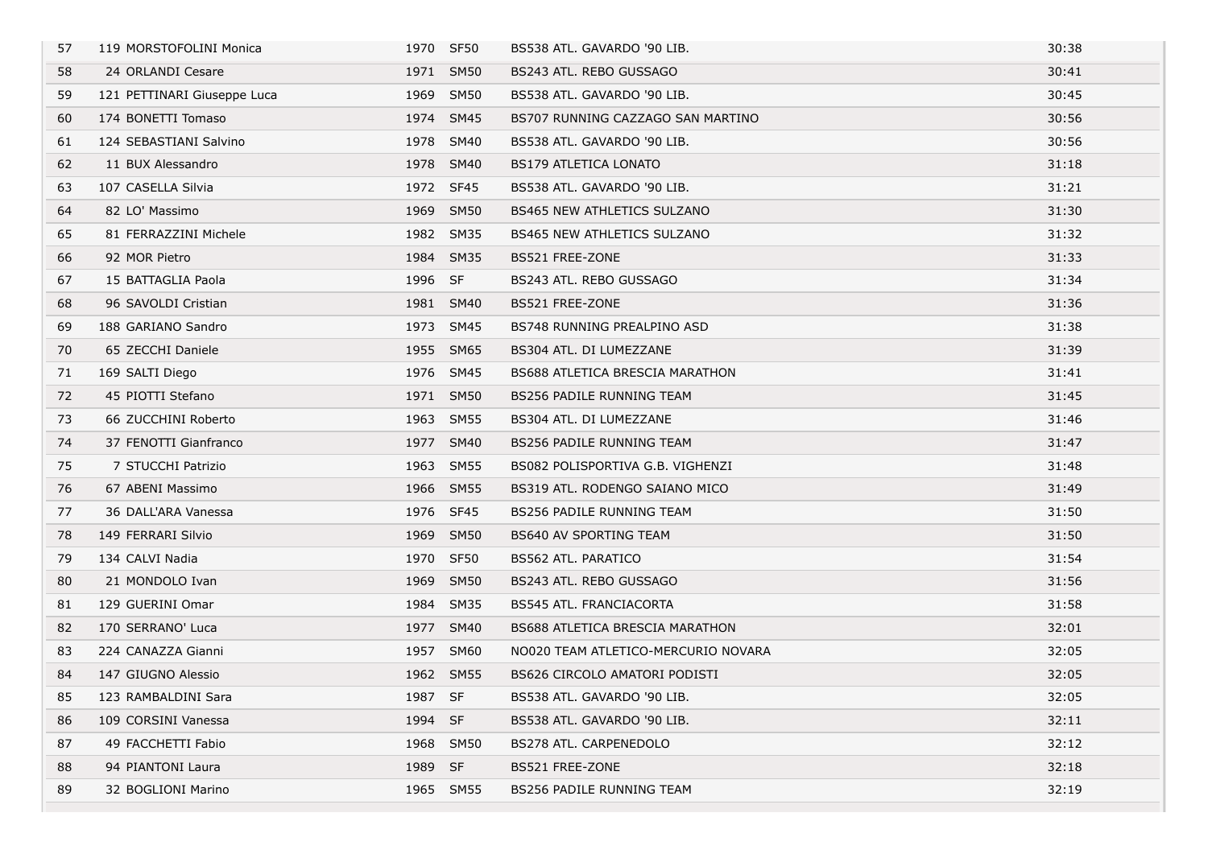| | | | | | |
|---|---|---|---|---|---|
| 57 | 119 MORSTOFOLINI Monica | 1970 | SF50 | BS538 ATL. GAVARDO '90 LIB. | 30:38 |
| 58 | 24 ORLANDI Cesare | 1971 | SM50 | BS243 ATL. REBO GUSSAGO | 30:41 |
| 59 | 121 PETTINARI Giuseppe Luca | 1969 | SM50 | BS538 ATL. GAVARDO '90 LIB. | 30:45 |
| 60 | 174 BONETTI Tomaso | 1974 | SM45 | BS707 RUNNING CAZZAGO SAN MARTINO | 30:56 |
| 61 | 124 SEBASTIANI Salvino | 1978 | SM40 | BS538 ATL. GAVARDO '90 LIB. | 30:56 |
| 62 | 11 BUX Alessandro | 1978 | SM40 | BS179 ATLETICA LONATO | 31:18 |
| 63 | 107 CASELLA Silvia | 1972 | SF45 | BS538 ATL. GAVARDO '90 LIB. | 31:21 |
| 64 | 82 LO' Massimo | 1969 | SM50 | BS465 NEW ATHLETICS SULZANO | 31:30 |
| 65 | 81 FERRAZZINI Michele | 1982 | SM35 | BS465 NEW ATHLETICS SULZANO | 31:32 |
| 66 | 92 MOR Pietro | 1984 | SM35 | BS521 FREE-ZONE | 31:33 |
| 67 | 15 BATTAGLIA Paola | 1996 | SF | BS243 ATL. REBO GUSSAGO | 31:34 |
| 68 | 96 SAVOLDI Cristian | 1981 | SM40 | BS521 FREE-ZONE | 31:36 |
| 69 | 188 GARIANO Sandro | 1973 | SM45 | BS748 RUNNING PREALPINO ASD | 31:38 |
| 70 | 65 ZECCHI Daniele | 1955 | SM65 | BS304 ATL. DI LUMEZZANE | 31:39 |
| 71 | 169 SALTI Diego | 1976 | SM45 | BS688 ATLETICA BRESCIA MARATHON | 31:41 |
| 72 | 45 PIOTTI Stefano | 1971 | SM50 | BS256 PADILE RUNNING TEAM | 31:45 |
| 73 | 66 ZUCCHINI Roberto | 1963 | SM55 | BS304 ATL. DI LUMEZZANE | 31:46 |
| 74 | 37 FENOTTI Gianfranco | 1977 | SM40 | BS256 PADILE RUNNING TEAM | 31:47 |
| 75 | 7 STUCCHI Patrizio | 1963 | SM55 | BS082 POLISPORTIVA G.B. VIGHENZI | 31:48 |
| 76 | 67 ABENI Massimo | 1966 | SM55 | BS319 ATL. RODENGO SAIANO MICO | 31:49 |
| 77 | 36 DALL'ARA Vanessa | 1976 | SF45 | BS256 PADILE RUNNING TEAM | 31:50 |
| 78 | 149 FERRARI Silvio | 1969 | SM50 | BS640 AV SPORTING TEAM | 31:50 |
| 79 | 134 CALVI Nadia | 1970 | SF50 | BS562 ATL. PARATICO | 31:54 |
| 80 | 21 MONDOLO Ivan | 1969 | SM50 | BS243 ATL. REBO GUSSAGO | 31:56 |
| 81 | 129 GUERINI Omar | 1984 | SM35 | BS545 ATL. FRANCIACORTA | 31:58 |
| 82 | 170 SERRANO' Luca | 1977 | SM40 | BS688 ATLETICA BRESCIA MARATHON | 32:01 |
| 83 | 224 CANAZZA Gianni | 1957 | SM60 | NO020 TEAM ATLETICO-MERCURIO NOVARA | 32:05 |
| 84 | 147 GIUGNO Alessio | 1962 | SM55 | BS626 CIRCOLO AMATORI PODISTI | 32:05 |
| 85 | 123 RAMBALDINI Sara | 1987 | SF | BS538 ATL. GAVARDO '90 LIB. | 32:05 |
| 86 | 109 CORSINI Vanessa | 1994 | SF | BS538 ATL. GAVARDO '90 LIB. | 32:11 |
| 87 | 49 FACCHETTI Fabio | 1968 | SM50 | BS278 ATL. CARPENEDOLO | 32:12 |
| 88 | 94 PIANTONI Laura | 1989 | SF | BS521 FREE-ZONE | 32:18 |
| 89 | 32 BOGLIONI Marino | 1965 | SM55 | BS256 PADILE RUNNING TEAM | 32:19 |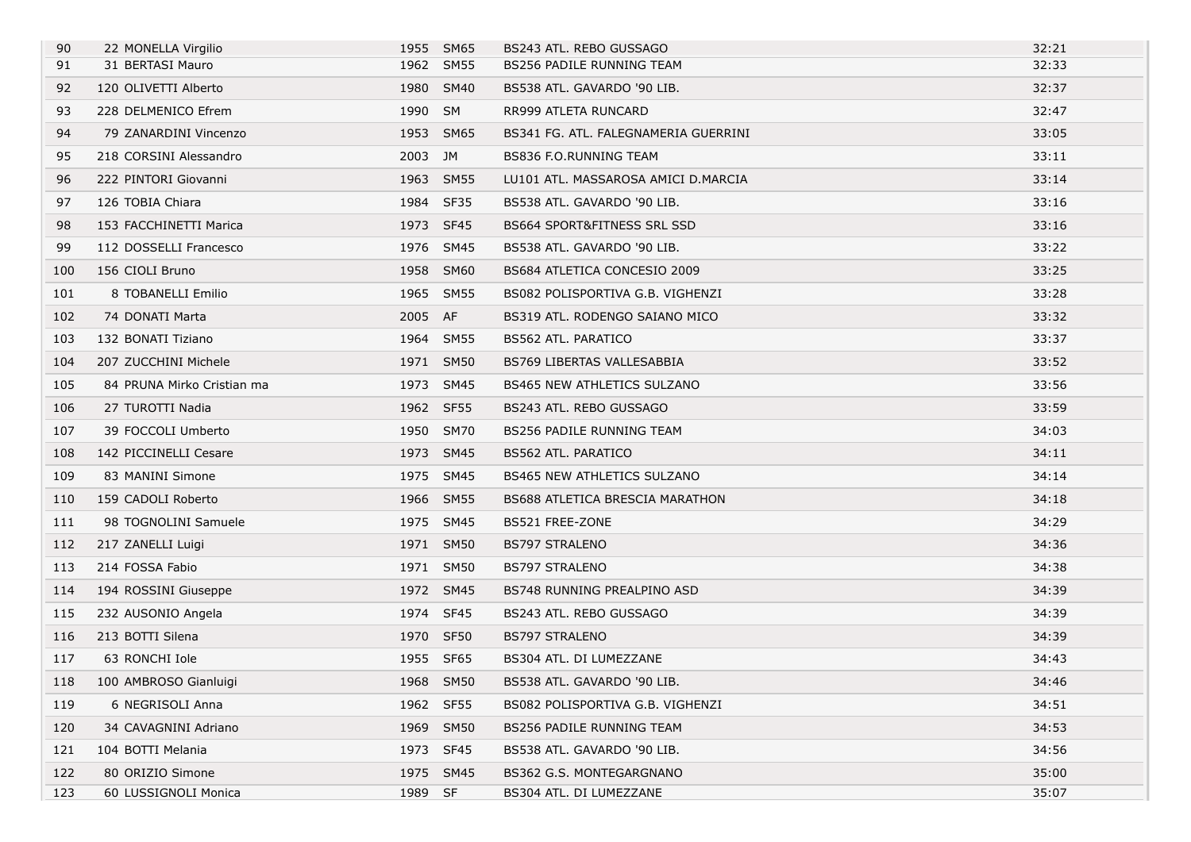| | | | | | |
|---|---|---|---|---|---|
| 90 | 22 MONELLA Virgilio | 1955 | SM65 | BS243 ATL. REBO GUSSAGO | 32:21 |
| 91 | 31 BERTASI Mauro | 1962 | SM55 | BS256 PADILE RUNNING TEAM | 32:33 |
| 92 | 120 OLIVETTI Alberto | 1980 | SM40 | BS538 ATL. GAVARDO '90 LIB. | 32:37 |
| 93 | 228 DELMENICO Efrem | 1990 | SM | RR999 ATLETA RUNCARD | 32:47 |
| 94 | 79 ZANARDINI Vincenzo | 1953 | SM65 | BS341 FG. ATL. FALEGNAMERIA GUERRINI | 33:05 |
| 95 | 218 CORSINI Alessandro | 2003 | JM | BS836 F.O.RUNNING TEAM | 33:11 |
| 96 | 222 PINTORI Giovanni | 1963 | SM55 | LU101 ATL. MASSAROSA AMICI D.MARCIA | 33:14 |
| 97 | 126 TOBIA Chiara | 1984 | SF35 | BS538 ATL. GAVARDO '90 LIB. | 33:16 |
| 98 | 153 FACCHINETTI Marica | 1973 | SF45 | BS664 SPORT&FITNESS SRL SSD | 33:16 |
| 99 | 112 DOSSELLI Francesco | 1976 | SM45 | BS538 ATL. GAVARDO '90 LIB. | 33:22 |
| 100 | 156 CIOLI Bruno | 1958 | SM60 | BS684 ATLETICA CONCESIO 2009 | 33:25 |
| 101 | 8 TOBANELLI Emilio | 1965 | SM55 | BS082 POLISPORTIVA G.B. VIGHENZI | 33:28 |
| 102 | 74 DONATI Marta | 2005 | AF | BS319 ATL. RODENGO SAIANO MICO | 33:32 |
| 103 | 132 BONATI Tiziano | 1964 | SM55 | BS562 ATL. PARATICO | 33:37 |
| 104 | 207 ZUCCHINI Michele | 1971 | SM50 | BS769 LIBERTAS VALLESABBIA | 33:52 |
| 105 | 84 PRUNA Mirko Cristian ma | 1973 | SM45 | BS465 NEW ATHLETICS SULZANO | 33:56 |
| 106 | 27 TUROTTI Nadia | 1962 | SF55 | BS243 ATL. REBO GUSSAGO | 33:59 |
| 107 | 39 FOCCOLI Umberto | 1950 | SM70 | BS256 PADILE RUNNING TEAM | 34:03 |
| 108 | 142 PICCINELLI Cesare | 1973 | SM45 | BS562 ATL. PARATICO | 34:11 |
| 109 | 83 MANINI Simone | 1975 | SM45 | BS465 NEW ATHLETICS SULZANO | 34:14 |
| 110 | 159 CADOLI Roberto | 1966 | SM55 | BS688 ATLETICA BRESCIA MARATHON | 34:18 |
| 111 | 98 TOGNOLINI Samuele | 1975 | SM45 | BS521 FREE-ZONE | 34:29 |
| 112 | 217 ZANELLI Luigi | 1971 | SM50 | BS797 STRALENO | 34:36 |
| 113 | 214 FOSSA Fabio | 1971 | SM50 | BS797 STRALENO | 34:38 |
| 114 | 194 ROSSINI Giuseppe | 1972 | SM45 | BS748 RUNNING PREALPINO ASD | 34:39 |
| 115 | 232 AUSONIO Angela | 1974 | SF45 | BS243 ATL. REBO GUSSAGO | 34:39 |
| 116 | 213 BOTTI Silena | 1970 | SF50 | BS797 STRALENO | 34:39 |
| 117 | 63 RONCHI Iole | 1955 | SF65 | BS304 ATL. DI LUMEZZANE | 34:43 |
| 118 | 100 AMBROSO Gianluigi | 1968 | SM50 | BS538 ATL. GAVARDO '90 LIB. | 34:46 |
| 119 | 6 NEGRISOLI Anna | 1962 | SF55 | BS082 POLISPORTIVA G.B. VIGHENZI | 34:51 |
| 120 | 34 CAVAGNINI Adriano | 1969 | SM50 | BS256 PADILE RUNNING TEAM | 34:53 |
| 121 | 104 BOTTI Melania | 1973 | SF45 | BS538 ATL. GAVARDO '90 LIB. | 34:56 |
| 122 | 80 ORIZIO Simone | 1975 | SM45 | BS362 G.S. MONTEGARGNANO | 35:00 |
| 123 | 60 LUSSIGNOLI Monica | 1989 | SF | BS304 ATL. DI LUMEZZANE | 35:07 |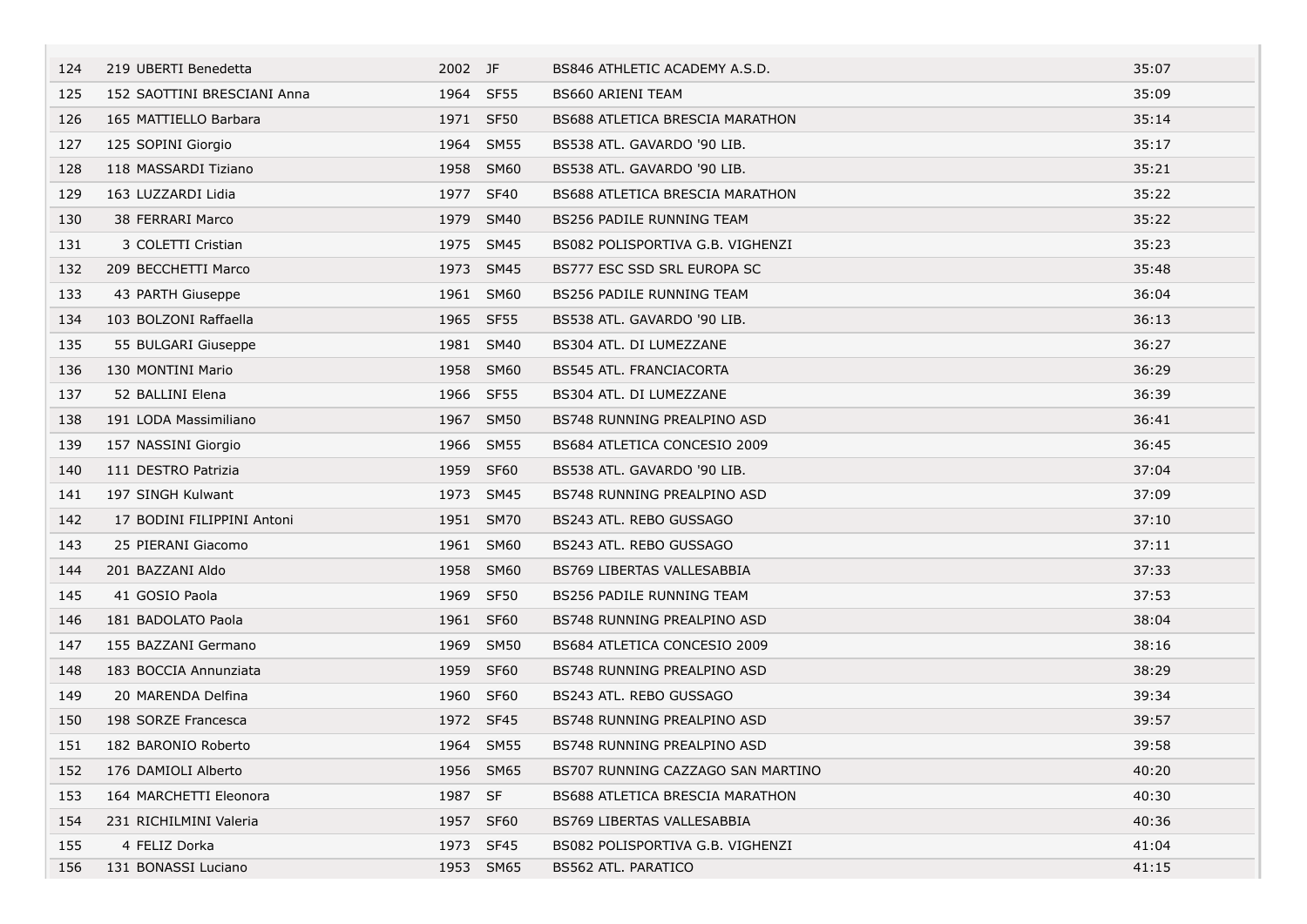| | | | | | |
|---|---|---|---|---|---|
| 124 | 219 UBERTI Benedetta | 2002 | JF | BS846 ATHLETIC ACADEMY A.S.D. | 35:07 |
| 125 | 152 SAOTTINI BRESCIANI Anna | 1964 | SF55 | BS660 ARIENI TEAM | 35:09 |
| 126 | 165 MATTIELLO Barbara | 1971 | SF50 | BS688 ATLETICA BRESCIA MARATHON | 35:14 |
| 127 | 125 SOPINI Giorgio | 1964 | SM55 | BS538 ATL. GAVARDO '90 LIB. | 35:17 |
| 128 | 118 MASSARDI Tiziano | 1958 | SM60 | BS538 ATL. GAVARDO '90 LIB. | 35:21 |
| 129 | 163 LUZZARDI Lidia | 1977 | SF40 | BS688 ATLETICA BRESCIA MARATHON | 35:22 |
| 130 | 38 FERRARI Marco | 1979 | SM40 | BS256 PADILE RUNNING TEAM | 35:22 |
| 131 | 3 COLETTI Cristian | 1975 | SM45 | BS082 POLISPORTIVA G.B. VIGHENZI | 35:23 |
| 132 | 209 BECCHETTI Marco | 1973 | SM45 | BS777 ESC SSD SRL EUROPA SC | 35:48 |
| 133 | 43 PARTH Giuseppe | 1961 | SM60 | BS256 PADILE RUNNING TEAM | 36:04 |
| 134 | 103 BOLZONI Raffaella | 1965 | SF55 | BS538 ATL. GAVARDO '90 LIB. | 36:13 |
| 135 | 55 BULGARI Giuseppe | 1981 | SM40 | BS304 ATL. DI LUMEZZANE | 36:27 |
| 136 | 130 MONTINI Mario | 1958 | SM60 | BS545 ATL. FRANCIACORTA | 36:29 |
| 137 | 52 BALLINI Elena | 1966 | SF55 | BS304 ATL. DI LUMEZZANE | 36:39 |
| 138 | 191 LODA Massimiliano | 1967 | SM50 | BS748 RUNNING PREALPINO ASD | 36:41 |
| 139 | 157 NASSINI Giorgio | 1966 | SM55 | BS684 ATLETICA CONCESIO 2009 | 36:45 |
| 140 | 111 DESTRO Patrizia | 1959 | SF60 | BS538 ATL. GAVARDO '90 LIB. | 37:04 |
| 141 | 197 SINGH Kulwant | 1973 | SM45 | BS748 RUNNING PREALPINO ASD | 37:09 |
| 142 | 17 BODINI FILIPPINI Antoni | 1951 | SM70 | BS243 ATL. REBO GUSSAGO | 37:10 |
| 143 | 25 PIERANI Giacomo | 1961 | SM60 | BS243 ATL. REBO GUSSAGO | 37:11 |
| 144 | 201 BAZZANI Aldo | 1958 | SM60 | BS769 LIBERTAS VALLESABBIA | 37:33 |
| 145 | 41 GOSIO Paola | 1969 | SF50 | BS256 PADILE RUNNING TEAM | 37:53 |
| 146 | 181 BADOLATO Paola | 1961 | SF60 | BS748 RUNNING PREALPINO ASD | 38:04 |
| 147 | 155 BAZZANI Germano | 1969 | SM50 | BS684 ATLETICA CONCESIO 2009 | 38:16 |
| 148 | 183 BOCCIA Annunziata | 1959 | SF60 | BS748 RUNNING PREALPINO ASD | 38:29 |
| 149 | 20 MARENDA Delfina | 1960 | SF60 | BS243 ATL. REBO GUSSAGO | 39:34 |
| 150 | 198 SORZE Francesca | 1972 | SF45 | BS748 RUNNING PREALPINO ASD | 39:57 |
| 151 | 182 BARONIO Roberto | 1964 | SM55 | BS748 RUNNING PREALPINO ASD | 39:58 |
| 152 | 176 DAMIOLI Alberto | 1956 | SM65 | BS707 RUNNING CAZZAGO SAN MARTINO | 40:20 |
| 153 | 164 MARCHETTI Eleonora | 1987 | SF | BS688 ATLETICA BRESCIA MARATHON | 40:30 |
| 154 | 231 RICHILMINI Valeria | 1957 | SF60 | BS769 LIBERTAS VALLESABBIA | 40:36 |
| 155 | 4 FELIZ Dorka | 1973 | SF45 | BS082 POLISPORTIVA G.B. VIGHENZI | 41:04 |
| 156 | 131 BONASSI Luciano | 1953 | SM65 | BS562 ATL. PARATICO | 41:15 |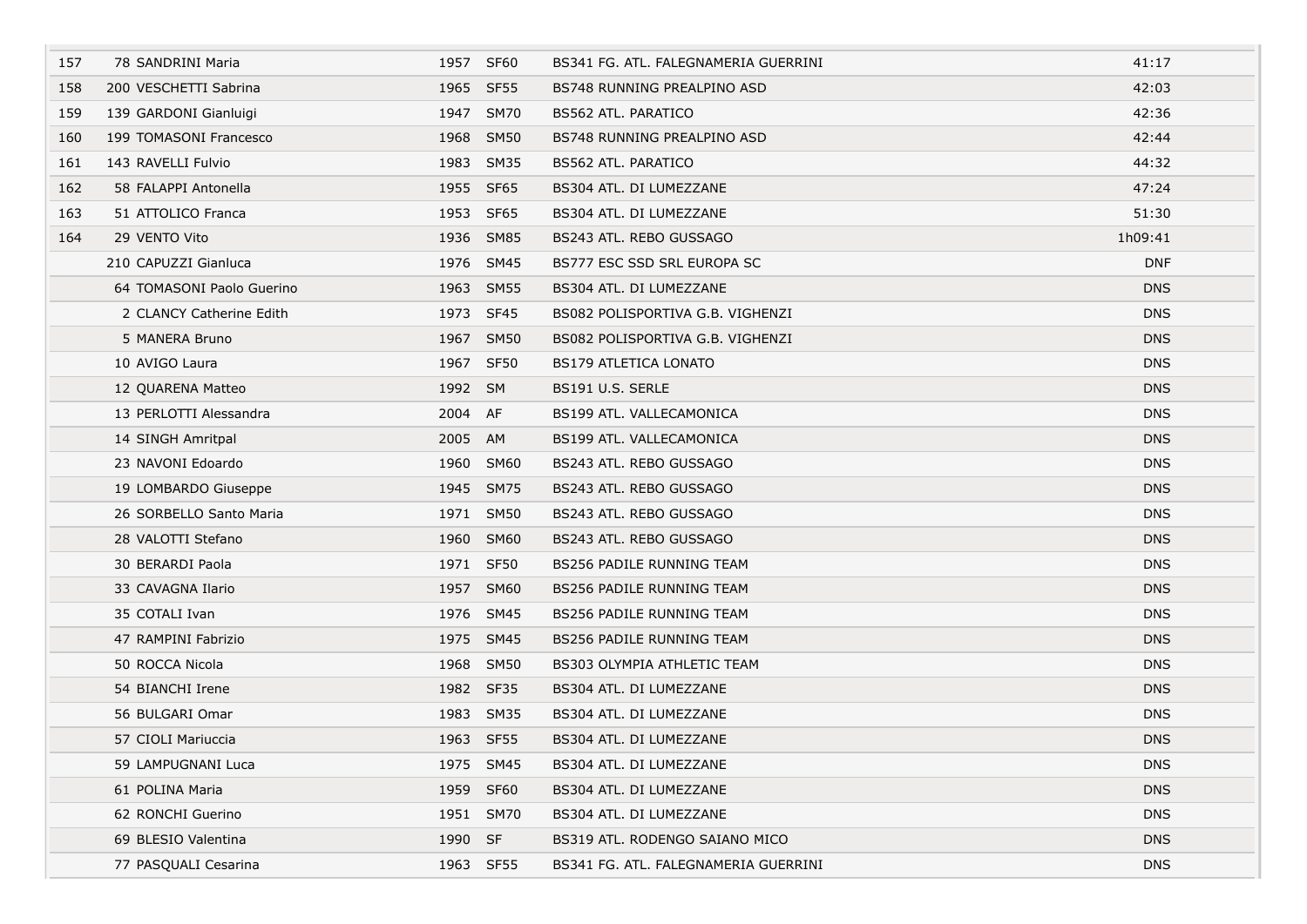| | | | | | |
|---|---|---|---|---|---|
| 157 | 78 SANDRINI Maria | 1957 | SF60 | BS341 FG. ATL. FALEGNAMERIA GUERRINI | 41:17 |
| 158 | 200 VESCHETTI Sabrina | 1965 | SF55 | BS748 RUNNING PREALPINO ASD | 42:03 |
| 159 | 139 GARDONI Gianluigi | 1947 | SM70 | BS562 ATL. PARATICO | 42:36 |
| 160 | 199 TOMASONI Francesco | 1968 | SM50 | BS748 RUNNING PREALPINO ASD | 42:44 |
| 161 | 143 RAVELLI Fulvio | 1983 | SM35 | BS562 ATL. PARATICO | 44:32 |
| 162 | 58 FALAPPI Antonella | 1955 | SF65 | BS304 ATL. DI LUMEZZANE | 47:24 |
| 163 | 51 ATTOLICO Franca | 1953 | SF65 | BS304 ATL. DI LUMEZZANE | 51:30 |
| 164 | 29 VENTO Vito | 1936 | SM85 | BS243 ATL. REBO GUSSAGO | 1h09:41 |
| | 210 CAPUZZI Gianluca | 1976 | SM45 | BS777 ESC SSD SRL EUROPA SC | DNF |
| | 64 TOMASONI Paolo Guerino | 1963 | SM55 | BS304 ATL. DI LUMEZZANE | DNS |
| | 2 CLANCY Catherine Edith | 1973 | SF45 | BS082 POLISPORTIVA G.B. VIGHENZI | DNS |
| | 5 MANERA Bruno | 1967 | SM50 | BS082 POLISPORTIVA G.B. VIGHENZI | DNS |
| | 10 AVIGO Laura | 1967 | SF50 | BS179 ATLETICA LONATO | DNS |
| | 12 QUARENA Matteo | 1992 | SM | BS191 U.S. SERLE | DNS |
| | 13 PERLOTTI Alessandra | 2004 | AF | BS199 ATL. VALLECAMONICA | DNS |
| | 14 SINGH Amritpal | 2005 | AM | BS199 ATL. VALLECAMONICA | DNS |
| | 23 NAVONI Edoardo | 1960 | SM60 | BS243 ATL. REBO GUSSAGO | DNS |
| | 19 LOMBARDO Giuseppe | 1945 | SM75 | BS243 ATL. REBO GUSSAGO | DNS |
| | 26 SORBELLO Santo Maria | 1971 | SM50 | BS243 ATL. REBO GUSSAGO | DNS |
| | 28 VALOTTI Stefano | 1960 | SM60 | BS243 ATL. REBO GUSSAGO | DNS |
| | 30 BERARDI Paola | 1971 | SF50 | BS256 PADILE RUNNING TEAM | DNS |
| | 33 CAVAGNA Ilario | 1957 | SM60 | BS256 PADILE RUNNING TEAM | DNS |
| | 35 COTALI Ivan | 1976 | SM45 | BS256 PADILE RUNNING TEAM | DNS |
| | 47 RAMPINI Fabrizio | 1975 | SM45 | BS256 PADILE RUNNING TEAM | DNS |
| | 50 ROCCA Nicola | 1968 | SM50 | BS303 OLYMPIA ATHLETIC TEAM | DNS |
| | 54 BIANCHI Irene | 1982 | SF35 | BS304 ATL. DI LUMEZZANE | DNS |
| | 56 BULGARI Omar | 1983 | SM35 | BS304 ATL. DI LUMEZZANE | DNS |
| | 57 CIOLI Mariuccia | 1963 | SF55 | BS304 ATL. DI LUMEZZANE | DNS |
| | 59 LAMPUGNANI Luca | 1975 | SM45 | BS304 ATL. DI LUMEZZANE | DNS |
| | 61 POLINA Maria | 1959 | SF60 | BS304 ATL. DI LUMEZZANE | DNS |
| | 62 RONCHI Guerino | 1951 | SM70 | BS304 ATL. DI LUMEZZANE | DNS |
| | 69 BLESIO Valentina | 1990 | SF | BS319 ATL. RODENGO SAIANO MICO | DNS |
| | 77 PASQUALI Cesarina | 1963 | SF55 | BS341 FG. ATL. FALEGNAMERIA GUERRINI | DNS |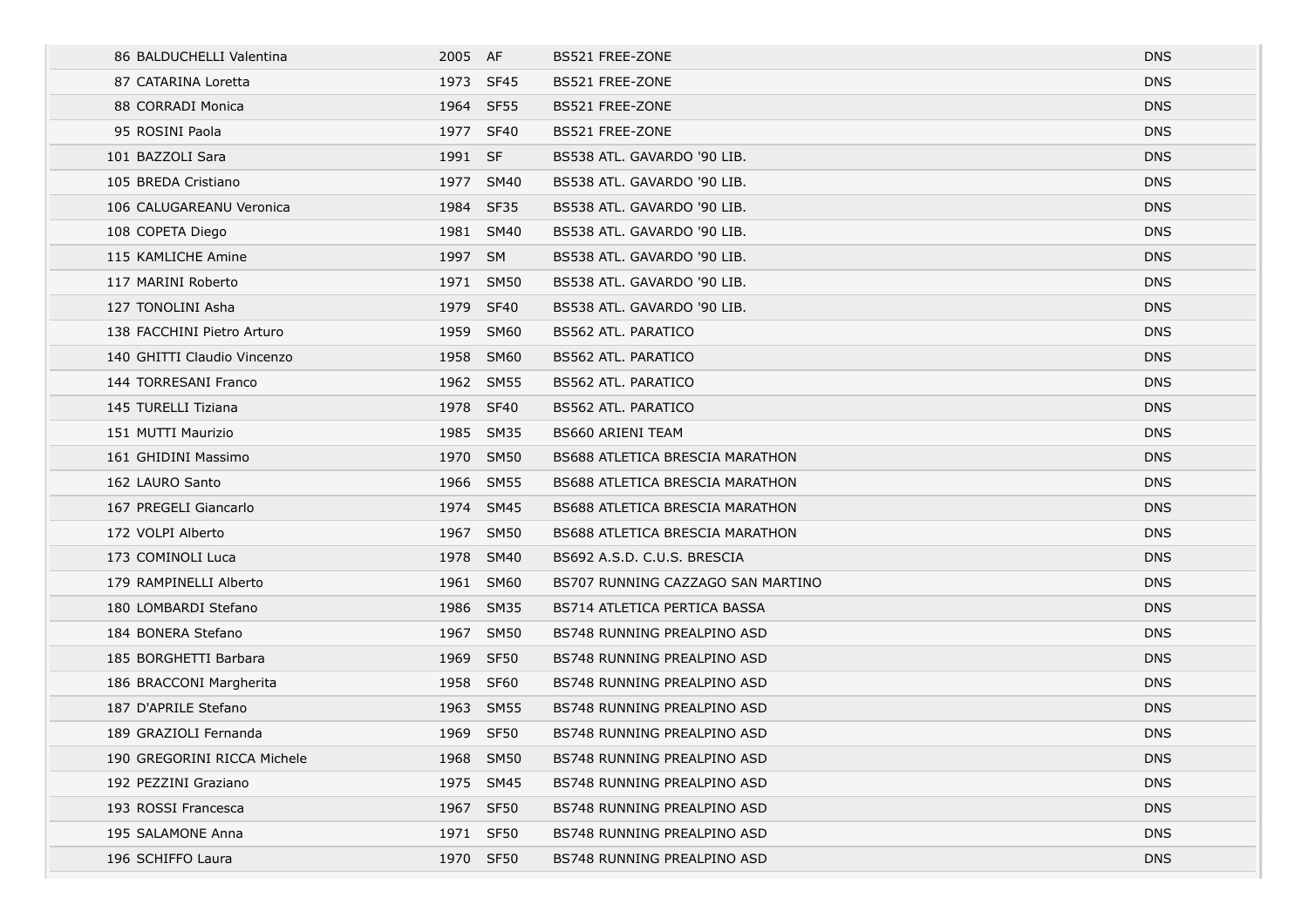| | | | | | |
|---|---|---|---|---|---|
| 86 | BALDUCHELLI Valentina | 2005 | AF | BS521 FREE-ZONE | DNS |
| 87 | CATARINA Loretta | 1973 | SF45 | BS521 FREE-ZONE | DNS |
| 88 | CORRADI Monica | 1964 | SF55 | BS521 FREE-ZONE | DNS |
| 95 | ROSINI Paola | 1977 | SF40 | BS521 FREE-ZONE | DNS |
| 101 | BAZZOLI Sara | 1991 | SF | BS538 ATL. GAVARDO '90 LIB. | DNS |
| 105 | BREDA Cristiano | 1977 | SM40 | BS538 ATL. GAVARDO '90 LIB. | DNS |
| 106 | CALUGAREANU Veronica | 1984 | SF35 | BS538 ATL. GAVARDO '90 LIB. | DNS |
| 108 | COPETA Diego | 1981 | SM40 | BS538 ATL. GAVARDO '90 LIB. | DNS |
| 115 | KAMLICHE Amine | 1997 | SM | BS538 ATL. GAVARDO '90 LIB. | DNS |
| 117 | MARINI Roberto | 1971 | SM50 | BS538 ATL. GAVARDO '90 LIB. | DNS |
| 127 | TONOLINI Asha | 1979 | SF40 | BS538 ATL. GAVARDO '90 LIB. | DNS |
| 138 | FACCHINI Pietro Arturo | 1959 | SM60 | BS562 ATL. PARATICO | DNS |
| 140 | GHITTI Claudio Vincenzo | 1958 | SM60 | BS562 ATL. PARATICO | DNS |
| 144 | TORRESANI Franco | 1962 | SM55 | BS562 ATL. PARATICO | DNS |
| 145 | TURELLI Tiziana | 1978 | SF40 | BS562 ATL. PARATICO | DNS |
| 151 | MUTTI Maurizio | 1985 | SM35 | BS660 ARIENI TEAM | DNS |
| 161 | GHIDINI Massimo | 1970 | SM50 | BS688 ATLETICA BRESCIA MARATHON | DNS |
| 162 | LAURO Santo | 1966 | SM55 | BS688 ATLETICA BRESCIA MARATHON | DNS |
| 167 | PREGELI Giancarlo | 1974 | SM45 | BS688 ATLETICA BRESCIA MARATHON | DNS |
| 172 | VOLPI Alberto | 1967 | SM50 | BS688 ATLETICA BRESCIA MARATHON | DNS |
| 173 | COMINOLI Luca | 1978 | SM40 | BS692 A.S.D. C.U.S. BRESCIA | DNS |
| 179 | RAMPINELLI Alberto | 1961 | SM60 | BS707 RUNNING CAZZAGO SAN MARTINO | DNS |
| 180 | LOMBARDI Stefano | 1986 | SM35 | BS714 ATLETICA PERTICA BASSA | DNS |
| 184 | BONERA Stefano | 1967 | SM50 | BS748 RUNNING PREALPINO ASD | DNS |
| 185 | BORGHETTI Barbara | 1969 | SF50 | BS748 RUNNING PREALPINO ASD | DNS |
| 186 | BRACCONI Margherita | 1958 | SF60 | BS748 RUNNING PREALPINO ASD | DNS |
| 187 | D'APRILE Stefano | 1963 | SM55 | BS748 RUNNING PREALPINO ASD | DNS |
| 189 | GRAZIOLI Fernanda | 1969 | SF50 | BS748 RUNNING PREALPINO ASD | DNS |
| 190 | GREGORINI RICCA Michele | 1968 | SM50 | BS748 RUNNING PREALPINO ASD | DNS |
| 192 | PEZZINI Graziano | 1975 | SM45 | BS748 RUNNING PREALPINO ASD | DNS |
| 193 | ROSSI Francesca | 1967 | SF50 | BS748 RUNNING PREALPINO ASD | DNS |
| 195 | SALAMONE Anna | 1971 | SF50 | BS748 RUNNING PREALPINO ASD | DNS |
| 196 | SCHIFFO Laura | 1970 | SF50 | BS748 RUNNING PREALPINO ASD | DNS |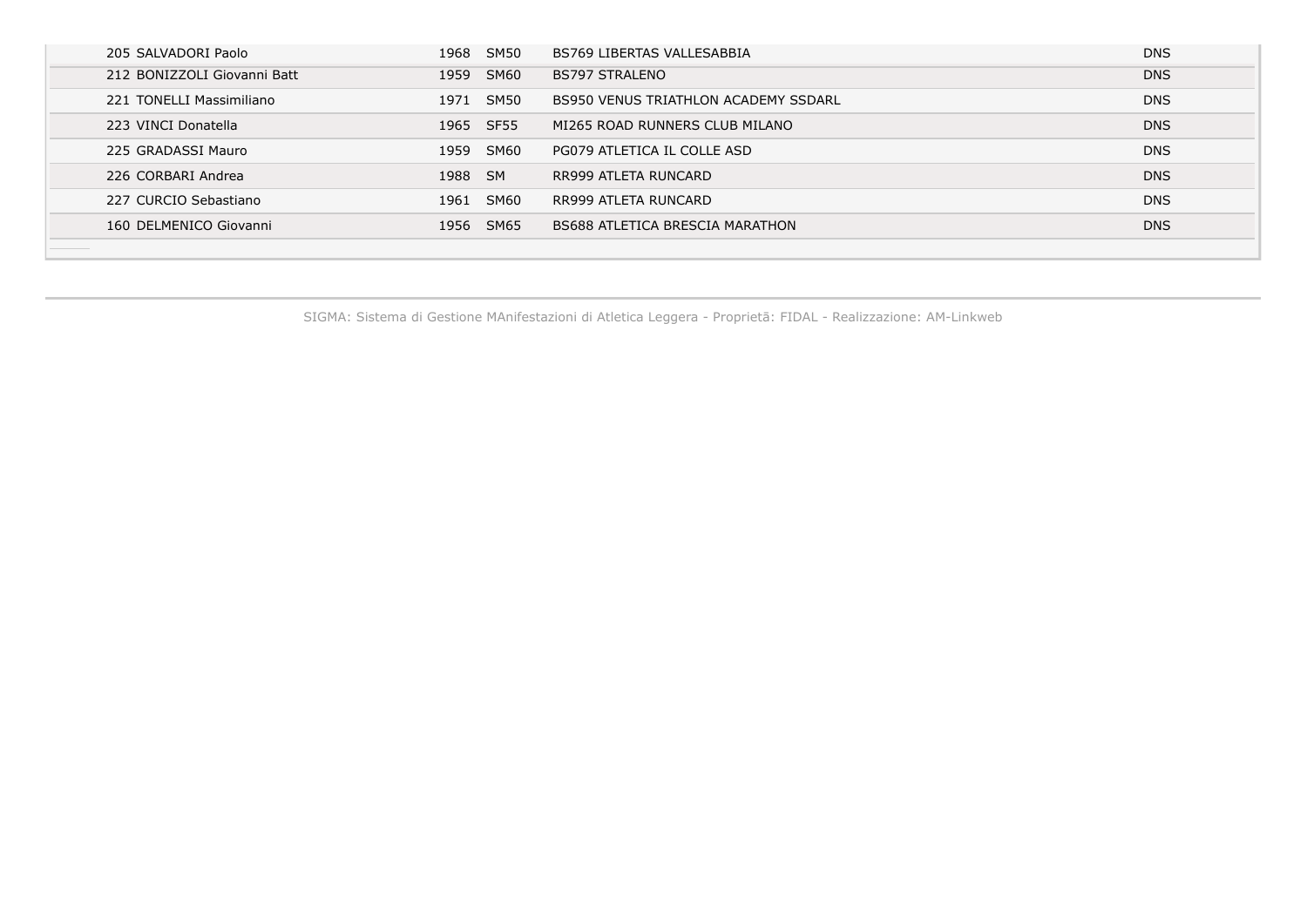| | | | | | |
|---|---|---|---|---|---|
| 205 | SALVADORI Paolo | 1968 | SM50 | BS769 LIBERTAS VALLESABBIA | DNS |
| 212 | BONIZZOLI Giovanni Batt | 1959 | SM60 | BS797 STRALENO | DNS |
| 221 | TONELLI Massimiliano | 1971 | SM50 | BS950 VENUS TRIATHLON ACADEMY SSDARL | DNS |
| 223 | VINCI Donatella | 1965 | SF55 | MI265 ROAD RUNNERS CLUB MILANO | DNS |
| 225 | GRADASSI Mauro | 1959 | SM60 | PG079 ATLETICA IL COLLE ASD | DNS |
| 226 | CORBARI Andrea | 1988 | SM | RR999 ATLETA RUNCARD | DNS |
| 227 | CURCIO Sebastiano | 1961 | SM60 | RR999 ATLETA RUNCARD | DNS |
| 160 | DELMENICO Giovanni | 1956 | SM65 | BS688 ATLETICA BRESCIA MARATHON | DNS |

SIGMA: Sistema di Gestione MAnifestazioni di Atletica Leggera - Proprietã: FIDAL - Realizzazione: AM-Linkweb